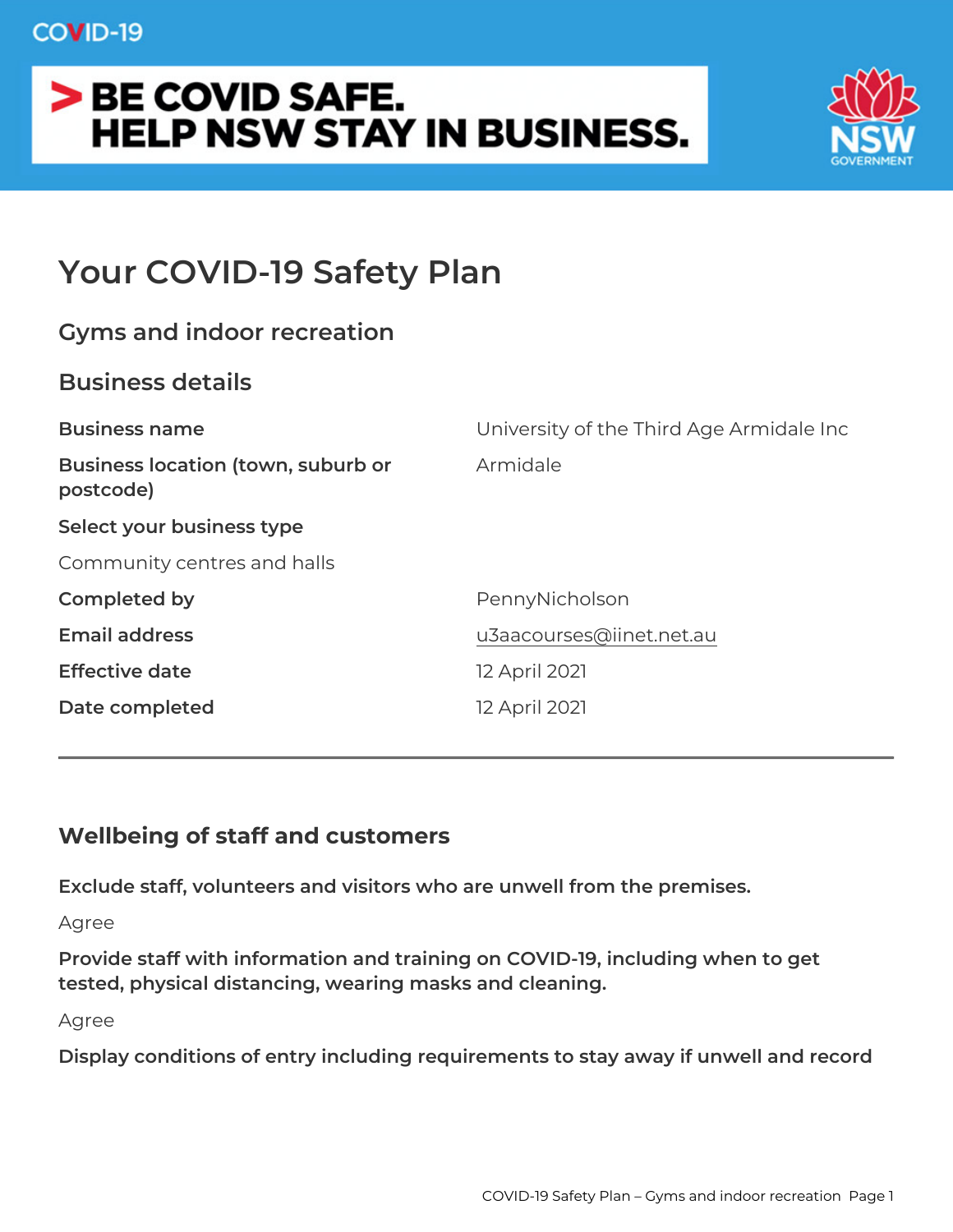COVID-19

**> BE COVID SAFE.**
**HELP NSW STAY IN BUSINESS.**

NSW GOVERNMENT

# Your COVID-19 Safety Plan

## Gyms and indoor recreation

## Business details

| | |
|---|---|
| **Business name** | University of the Third Age Armidale Inc |
| **Business location (town, suburb or postcode)** | Armidale |
| **Select your business type** | |
| Community centres and halls | |
| **Completed by** | PennyNicholson |
| **Email address** | u3aacourses@iinet.net.au |
| **Effective date** | 12 April 2021 |
| **Date completed** | 12 April 2021 |

---

## Wellbeing of staff and customers

**Exclude staff, volunteers and visitors who are unwell from the premises.**

Agree

**Provide staff with information and training on COVID-19, including when to get tested, physical distancing, wearing masks and cleaning.**

Agree

**Display conditions of entry including requirements to stay away if unwell and record**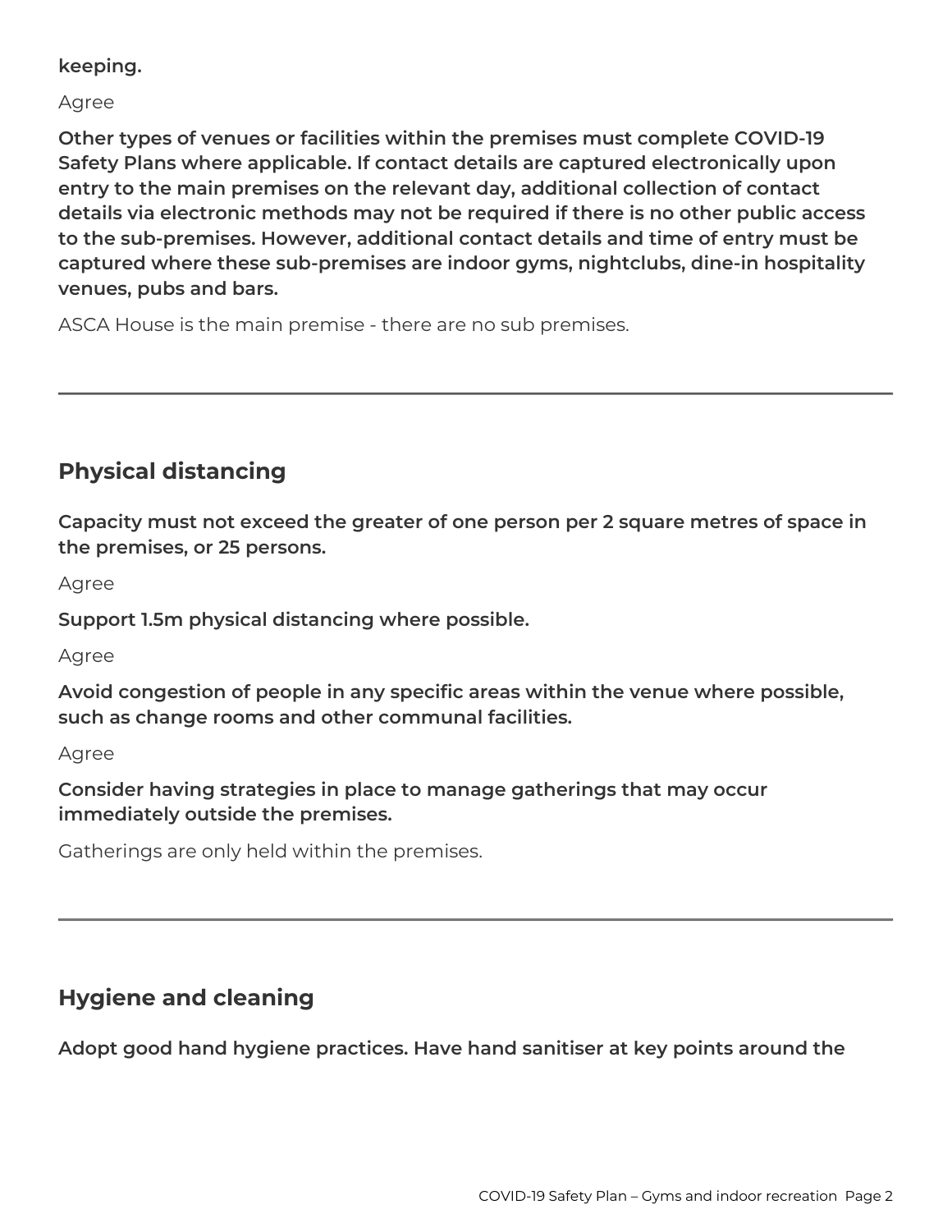**keeping.**

Agree

**Other types of venues or facilities within the premises must complete COVID-19 Safety Plans where applicable. If contact details are captured electronically upon entry to the main premises on the relevant day, additional collection of contact details via electronic methods may not be required if there is no other public access to the sub-premises. However, additional contact details and time of entry must be captured where these sub-premises are indoor gyms, nightclubs, dine-in hospitality venues, pubs and bars.**

ASCA House is the main premise - there are no sub premises.

---

## Physical distancing

**Capacity must not exceed the greater of one person per 2 square metres of space in the premises, or 25 persons.**

Agree

**Support 1.5m physical distancing where possible.**

Agree

**Avoid congestion of people in any specific areas within the venue where possible, such as change rooms and other communal facilities.**

Agree

**Consider having strategies in place to manage gatherings that may occur immediately outside the premises.**

Gatherings are only held within the premises.

---

## Hygiene and cleaning

**Adopt good hand hygiene practices. Have hand sanitiser at key points around the**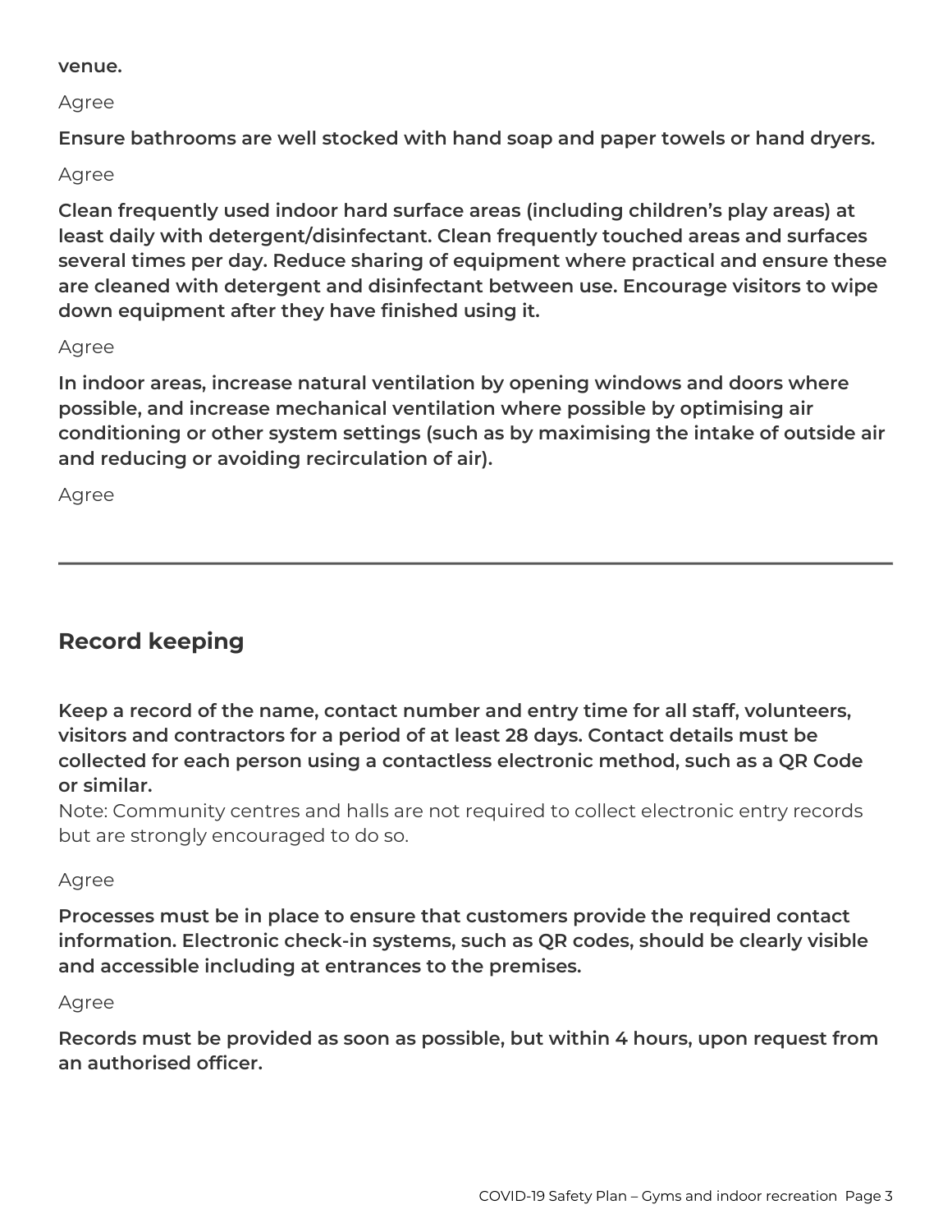**venue.**

Agree

**Ensure bathrooms are well stocked with hand soap and paper towels or hand dryers.**

Agree

**Clean frequently used indoor hard surface areas (including children's play areas) at least daily with detergent/disinfectant. Clean frequently touched areas and surfaces several times per day. Reduce sharing of equipment where practical and ensure these are cleaned with detergent and disinfectant between use. Encourage visitors to wipe down equipment after they have finished using it.**

Agree

**In indoor areas, increase natural ventilation by opening windows and doors where possible, and increase mechanical ventilation where possible by optimising air conditioning or other system settings (such as by maximising the intake of outside air and reducing or avoiding recirculation of air).**

Agree

---

## Record keeping

**Keep a record of the name, contact number and entry time for all staff, volunteers, visitors and contractors for a period of at least 28 days. Contact details must be collected for each person using a contactless electronic method, such as a QR Code or similar.**
Note: Community centres and halls are not required to collect electronic entry records but are strongly encouraged to do so.

Agree

**Processes must be in place to ensure that customers provide the required contact information. Electronic check-in systems, such as QR codes, should be clearly visible and accessible including at entrances to the premises.**

Agree

**Records must be provided as soon as possible, but within 4 hours, upon request from an authorised officer.**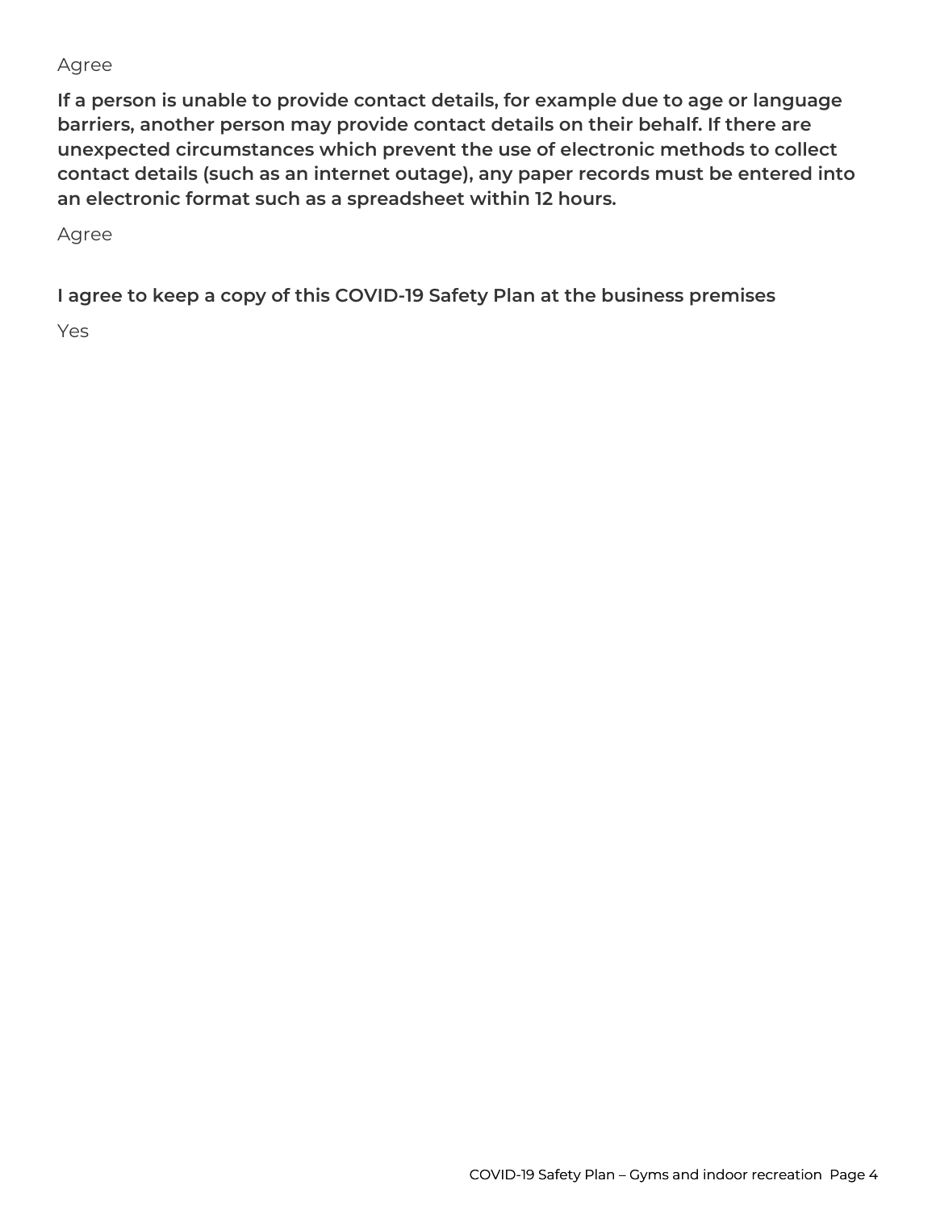Agree

**If a person is unable to provide contact details, for example due to age or language barriers, another person may provide contact details on their behalf. If there are unexpected circumstances which prevent the use of electronic methods to collect contact details (such as an internet outage), any paper records must be entered into an electronic format such as a spreadsheet within 12 hours.**

Agree

**I agree to keep a copy of this COVID-19 Safety Plan at the business premises**

Yes